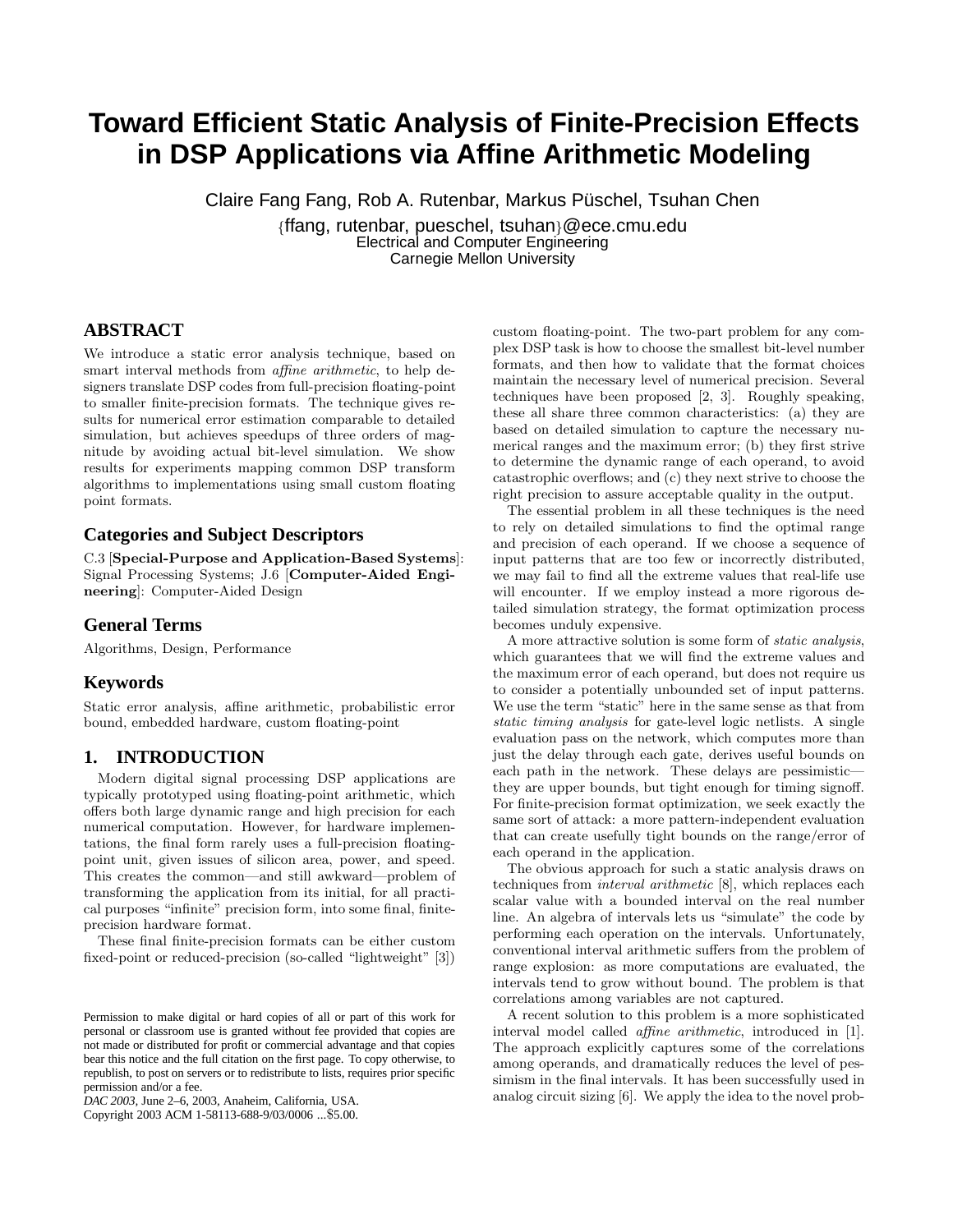# Toward Efficient Static Analysis of Finite-Precision Effects in DSP Applications via Affine Arithmetic Modeling

Claire Fang Fang, Rob A. Rutenbar, Markus Püschel, Tsuhan Chen

{ffang, rutenbar, pueschel, tsuhan}@ece.cmu.edu
Electrical and Computer Engineering
Carnegie Mellon University

## ABSTRACT

We introduce a static error analysis technique, based on smart interval methods from *affine arithmetic*, to help designers translate DSP codes from full-precision floating-point to smaller finite-precision formats. The technique gives results for numerical error estimation comparable to detailed simulation, but achieves speedups of three orders of magnitude by avoiding actual bit-level simulation. We show results for experiments mapping common DSP transform algorithms to implementations using small custom floating point formats.

## Categories and Subject Descriptors

C.3 [**Special-Purpose and Application-Based Systems**]: Signal Processing Systems; J.6 [**Computer-Aided Engineering**]: Computer-Aided Design

## General Terms

Algorithms, Design, Performance

## Keywords

Static error analysis, affine arithmetic, probabilistic error bound, embedded hardware, custom floating-point

## 1. INTRODUCTION

Modern digital signal processing DSP applications are typically prototyped using floating-point arithmetic, which offers both large dynamic range and high precision for each numerical computation. However, for hardware implementations, the final form rarely uses a full-precision floating-point unit, given issues of silicon area, power, and speed. This creates the common—and still awkward—problem of transforming the application from its initial, for all practical purposes "infinite" precision form, into some final, finite-precision hardware format.

These final finite-precision formats can be either custom fixed-point or reduced-precision (so-called "lightweight" [3]) custom floating-point. The two-part problem for any complex DSP task is how to choose the smallest bit-level number formats, and then how to validate that the format choices maintain the necessary level of numerical precision. Several techniques have been proposed [2, 3]. Roughly speaking, these all share three common characteristics: (a) they are based on detailed simulation to capture the necessary numerical ranges and the maximum error; (b) they first strive to determine the dynamic range of each operand, to avoid catastrophic overflows; and (c) they next strive to choose the right precision to assure acceptable quality in the output.

The essential problem in all these techniques is the need to rely on detailed simulations to find the optimal range and precision of each operand. If we choose a sequence of input patterns that are too few or incorrectly distributed, we may fail to find all the extreme values that real-life use will encounter. If we employ instead a more rigorous detailed simulation strategy, the format optimization process becomes unduly expensive.

A more attractive solution is some form of *static analysis*, which guarantees that we will find the extreme values and the maximum error of each operand, but does not require us to consider a potentially unbounded set of input patterns. We use the term "static" here in the same sense as that from *static timing analysis* for gate-level logic netlists. A single evaluation pass on the network, which computes more than just the delay through each gate, derives useful bounds on each path in the network. These delays are pessimistic—they are upper bounds, but tight enough for timing signoff. For finite-precision format optimization, we seek exactly the same sort of attack: a more pattern-independent evaluation that can create usefully tight bounds on the range/error of each operand in the application.

The obvious approach for such a static analysis draws on techniques from *interval arithmetic* [8], which replaces each scalar value with a bounded interval on the real number line. An algebra of intervals lets us "simulate" the code by performing each operation on the intervals. Unfortunately, conventional interval arithmetic suffers from the problem of range explosion: as more computations are evaluated, the intervals tend to grow without bound. The problem is that correlations among variables are not captured.

A recent solution to this problem is a more sophisticated interval model called *affine arithmetic*, introduced in [1]. The approach explicitly captures some of the correlations among operands, and dramatically reduces the level of pessimism in the final intervals. It has been successfully used in analog circuit sizing [6]. We apply the idea to the novel prob-

Permission to make digital or hard copies of all or part of this work for personal or classroom use is granted without fee provided that copies are not made or distributed for profit or commercial advantage and that copies bear this notice and the full citation on the first page. To copy otherwise, to republish, to post on servers or to redistribute to lists, requires prior specific permission and/or a fee.
*DAC 2003*, June 2–6, 2003, Anaheim, California, USA.
Copyright 2003 ACM 1-58113-688-9/03/0006 ...$5.00.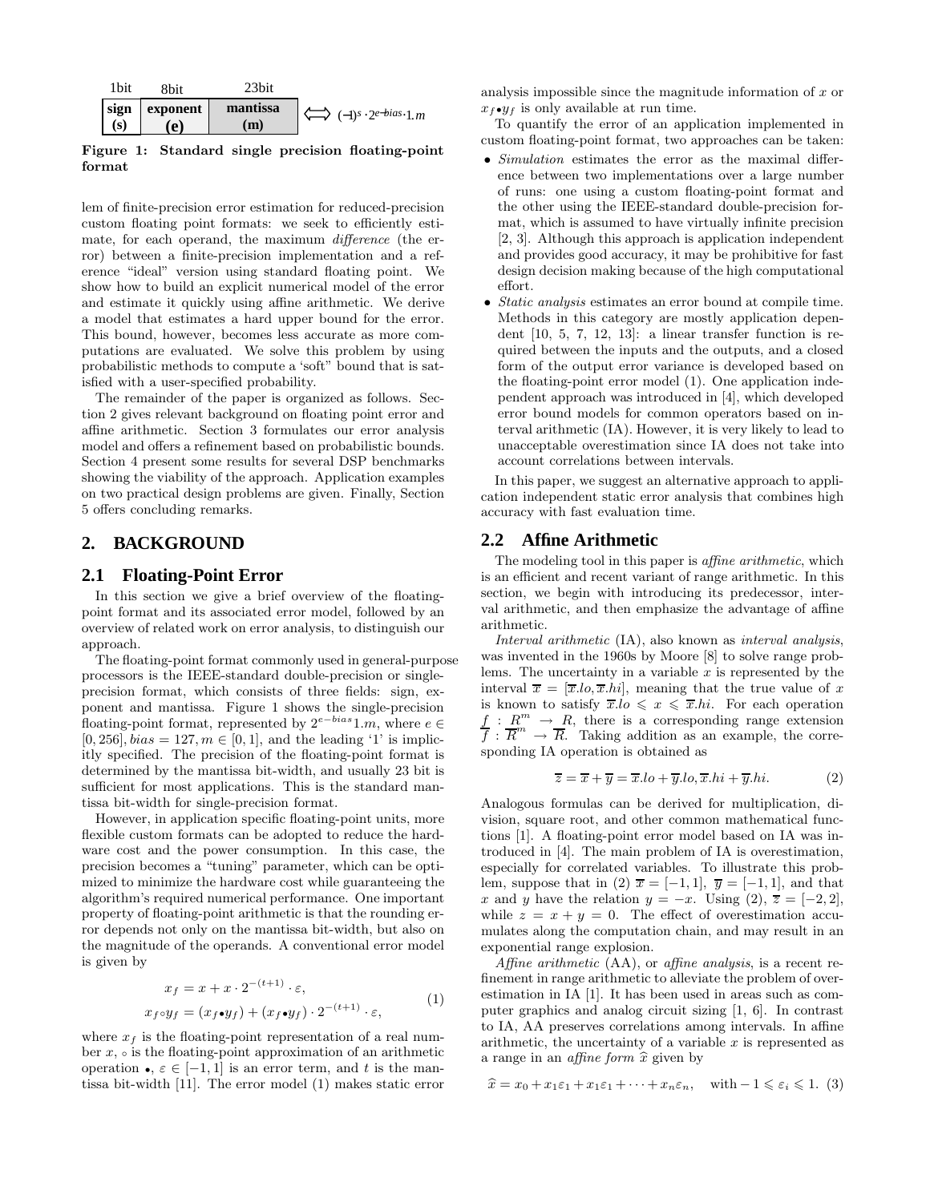| 1bit | 8bit | 23bit | |
|---|---|---|---|
| sign (s) | exponent (e) | mantissa (m) | $\Longleftrightarrow (-1)^s \cdot 2^{e-bias} \cdot 1.m$ |

**Figure 1: Standard single precision floating-point format**

lem of finite-precision error estimation for reduced-precision custom floating point formats: we seek to efficiently estimate, for each operand, the maximum *difference* (the error) between a finite-precision implementation and a reference "ideal" version using standard floating point. We show how to build an explicit numerical model of the error and estimate it quickly using affine arithmetic. We derive a model that estimates a hard upper bound for the error. This bound, however, becomes less accurate as more computations are evaluated. We solve this problem by using probabilistic methods to compute a "soft" bound that is satisfied with a user-specified probability.

The remainder of the paper is organized as follows. Section 2 gives relevant background on floating point error and affine arithmetic. Section 3 formulates our error analysis model and offers a refinement based on probabilistic bounds. Section 4 present some results for several DSP benchmarks showing the viability of the approach. Application examples on two practical design problems are given. Finally, Section 5 offers concluding remarks.

## 2. BACKGROUND

### 2.1 Floating-Point Error

In this section we give a brief overview of the floating-point format and its associated error model, followed by an overview of related work on error analysis, to distinguish our approach.

The floating-point format commonly used in general-purpose processors is the IEEE-standard double-precision or single-precision format, which consists of three fields: sign, exponent and mantissa. Figure 1 shows the single-precision floating-point format, represented by $2^{e-bias}1.m$, where $e \in [0, 256]$, $bias = 127$, $m \in [0, 1]$, and the leading '1' is implicitly specified. The precision of the floating-point format is determined by the mantissa bit-width, and usually 23 bit is sufficient for most applications. This is the standard mantissa bit-width for single-precision format.

However, in application specific floating-point units, more flexible custom formats can be adopted to reduce the hardware cost and the power consumption. In this case, the precision becomes a "tuning" parameter, which can be optimized to minimize the hardware cost while guaranteeing the algorithm's required numerical performance. One important property of floating-point arithmetic is that the rounding error depends not only on the mantissa bit-width, but also on the magnitude of the operands. A conventional error model is given by

$$
\begin{aligned}
x_f &= x + x \cdot 2^{-(t+1)} \cdot \varepsilon, \\
x_f \circ y_f &= (x_f \bullet y_f) + (x_f \bullet y_f) \cdot 2^{-(t+1)} \cdot \varepsilon,
\end{aligned}
\tag{1}
$$

where $x_f$ is the floating-point representation of a real number $x$, $\circ$ is the floating-point approximation of an arithmetic operation $\bullet$, $\varepsilon \in [-1, 1]$ is an error term, and $t$ is the mantissa bit-width [11]. The error model (1) makes static error analysis impossible since the magnitude information of $x$ or $x_f \bullet y_f$ is only available at run time.

To quantify the error of an application implemented in custom floating-point format, two approaches can be taken:

- *Simulation* estimates the error as the maximal difference between two implementations over a large number of runs: one using a custom floating-point format and the other using the IEEE-standard double-precision format, which is assumed to have virtually infinite precision [2, 3]. Although this approach is application independent and provides good accuracy, it may be prohibitive for fast design decision making because of the high computational effort.
- *Static analysis* estimates an error bound at compile time. Methods in this category are mostly application dependent [10, 5, 7, 12, 13]: a linear transfer function is required between the inputs and the outputs, and a closed form of the output error variance is developed based on the floating-point error model (1). One application independent approach was introduced in [4], which developed error bound models for common operators based on interval arithmetic (IA). However, it is very likely to lead to unacceptable overestimation since IA does not take into account correlations between intervals.

In this paper, we suggest an alternative approach to application independent static error analysis that combines high accuracy with fast evaluation time.

### 2.2 Affine Arithmetic

The modeling tool in this paper is *affine arithmetic*, which is an efficient and recent variant of range arithmetic. In this section, we begin with introducing its predecessor, interval arithmetic, and then emphasize the advantage of affine arithmetic.

*Interval arithmetic* (IA), also known as *interval analysis*, was invented in the 1960s by Moore [8] to solve range problems. The uncertainty in a variable $x$ is represented by the interval $\overline{x} = [\overline{x}.lo, \overline{x}.hi]$, meaning that the true value of $x$ is known to satisfy $\overline{x}.lo \leqslant x \leqslant \overline{x}.hi$. For each operation $f : R^m \to R$, there is a corresponding range extension $\overline{f} : \overline{R}^m \to \overline{R}$. Taking addition as an example, the corresponding IA operation is obtained as

$$
\overline{z} = \overline{x} + \overline{y} = \overline{x}.lo + \overline{y}.lo, \overline{x}.hi + \overline{y}.hi. \tag{2}
$$

Analogous formulas can be derived for multiplication, division, square root, and other common mathematical functions [1]. A floating-point error model based on IA was introduced in [4]. The main problem of IA is overestimation, especially for correlated variables. To illustrate this problem, suppose that in (2) $\overline{x} = [-1, 1]$, $\overline{y} = [-1, 1]$, and that $x$ and $y$ have the relation $y = -x$. Using (2), $\overline{z} = [-2, 2]$, while $z = x + y = 0$. The effect of overestimation accumulates along the computation chain, and may result in an exponential range explosion.

*Affine arithmetic* (AA), or *affine analysis*, is a recent refinement in range arithmetic to alleviate the problem of overestimation in IA [1]. It has been used in areas such as computer graphics and analog circuit sizing [1, 6]. In contrast to IA, AA preserves correlations among intervals. In affine arithmetic, the uncertainty of a variable $x$ is represented as a range in an *affine form* $\widehat{x}$ given by

$$
\widehat{x} = x_0 + x_1\varepsilon_1 + x_1\varepsilon_1 + \cdots + x_n\varepsilon_n, \quad \text{with} -1 \leqslant \varepsilon_i \leqslant 1. \tag{3}
$$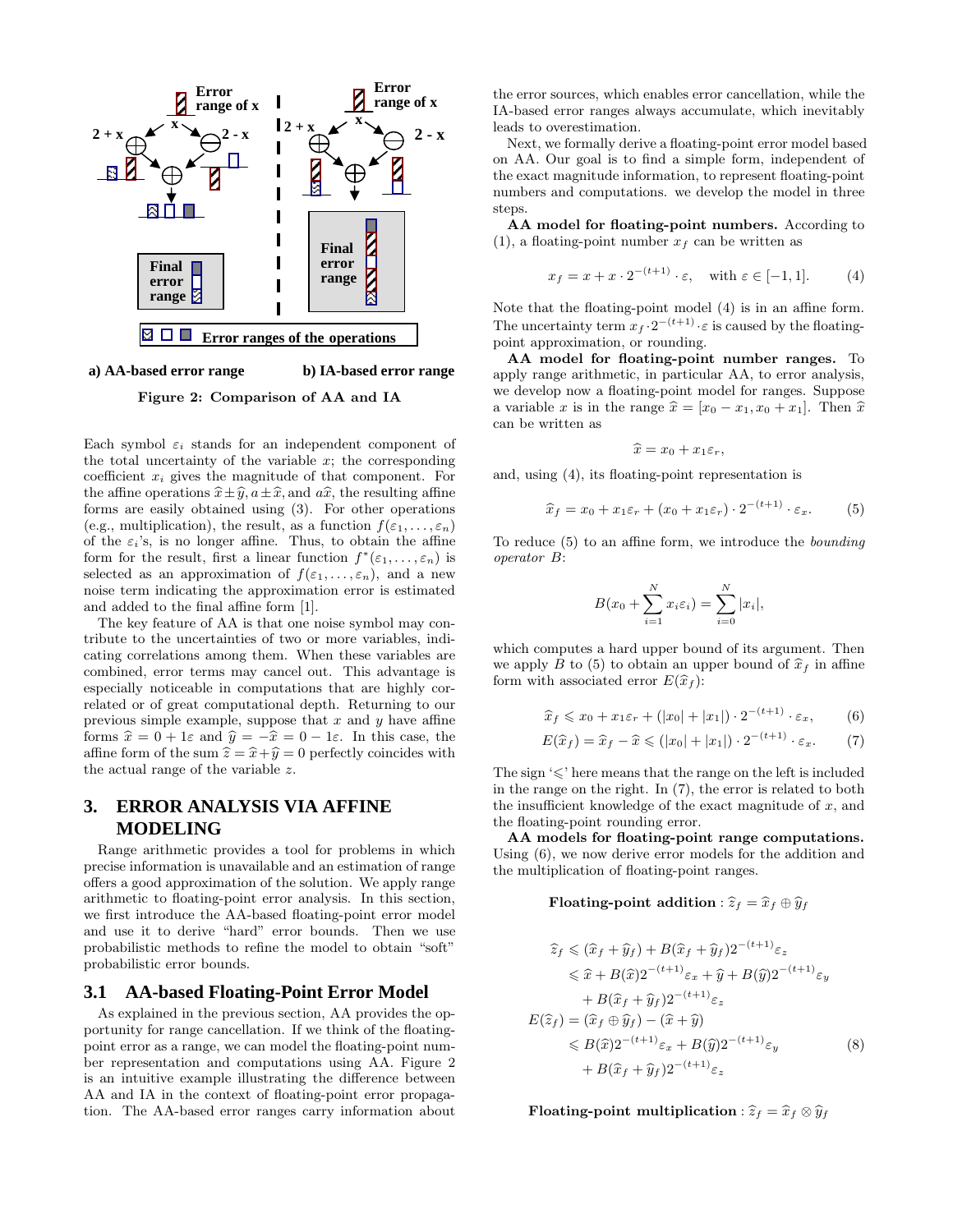Figure 2: Comparison of AA and IA

Each symbol $\varepsilon_i$ stands for an independent component of the total uncertainty of the variable $x$; the corresponding coefficient $x_i$ gives the magnitude of that component. For the affine operations $\widehat{x} \pm \widehat{y}, a \pm \widehat{x}$, and $a\widehat{x}$, the resulting affine forms are easily obtained using (3). For other operations (e.g., multiplication), the result, as a function $f(\varepsilon_1, \ldots, \varepsilon_n)$ of the $\varepsilon_i$'s, is no longer affine. Thus, to obtain the affine form for the result, first a linear function $f^*(\varepsilon_1, \ldots, \varepsilon_n)$ is selected as an approximation of $f(\varepsilon_1, \ldots, \varepsilon_n)$, and a new noise term indicating the approximation error is estimated and added to the final affine form [1].

The key feature of AA is that one noise symbol may contribute to the uncertainties of two or more variables, indicating correlations among them. When these variables are combined, error terms may cancel out. This advantage is especially noticeable in computations that are highly correlated or of great computational depth. Returning to our previous simple example, suppose that $x$ and $y$ have affine forms $\widehat{x} = 0 + 1\varepsilon$ and $\widehat{y} = -\widehat{x} = 0 - 1\varepsilon$. In this case, the affine form of the sum $\widehat{z} = \widehat{x} + \widehat{y} = 0$ perfectly coincides with the actual range of the variable $z$.

## 3. ERROR ANALYSIS VIA AFFINE MODELING

Range arithmetic provides a tool for problems in which precise information is unavailable and an estimation of range offers a good approximation of the solution. We apply range arithmetic to floating-point error analysis. In this section, we first introduce the AA-based floating-point error model and use it to derive "hard" error bounds. Then we use probabilistic methods to refine the model to obtain "soft" probabilistic error bounds.

### 3.1 AA-based Floating-Point Error Model

As explained in the previous section, AA provides the opportunity for range cancellation. If we think of the floating-point error as a range, we can model the floating-point number representation and computations using AA. Figure 2 is an intuitive example illustrating the difference between AA and IA in the context of floating-point error propagation. The AA-based error ranges carry information about the error sources, which enables error cancellation, while the IA-based error ranges always accumulate, which inevitably leads to overestimation.

Next, we formally derive a floating-point error model based on AA. Our goal is to find a simple form, independent of the exact magnitude information, to represent floating-point numbers and computations. we develop the model in three steps.

**AA model for floating-point numbers.** According to (1), a floating-point number $x_f$ can be written as

$$x_f = x + x \cdot 2^{-(t+1)} \cdot \varepsilon, \quad \text{with } \varepsilon \in [-1, 1]. \tag{4}$$

Note that the floating-point model (4) is in an affine form. The uncertainty term $x_f \cdot 2^{-(t+1)} \cdot \varepsilon$ is caused by the floating-point approximation, or rounding.

**AA model for floating-point number ranges.** To apply range arithmetic, in particular AA, to error analysis, we develop now a floating-point model for ranges. Suppose a variable $x$ is in the range $\widehat{x} = [x_0 - x_1, x_0 + x_1]$. Then $\widehat{x}$ can be written as

$$\widehat{x} = x_0 + x_1\varepsilon_r,$$

and, using (4), its floating-point representation is

$$\widehat{x}_f = x_0 + x_1\varepsilon_r + (x_0 + x_1\varepsilon_r) \cdot 2^{-(t+1)} \cdot \varepsilon_x. \tag{5}$$

To reduce (5) to an affine form, we introduce the *bounding operator* $B$:

$$B(x_0 + \sum_{i=1}^{N} x_i\varepsilon_i) = \sum_{i=0}^{N} |x_i|,$$

which computes a hard upper bound of its argument. Then we apply $B$ to (5) to obtain an upper bound of $\widehat{x}_f$ in affine form with associated error $E(\widehat{x}_f)$:

$$\widehat{x}_f \leqslant x_0 + x_1\varepsilon_r + (|x_0| + |x_1|) \cdot 2^{-(t+1)} \cdot \varepsilon_x, \tag{6}$$

$$E(\widehat{x}_f) = \widehat{x}_f - \widehat{x} \leqslant (|x_0| + |x_1|) \cdot 2^{-(t+1)} \cdot \varepsilon_x. \tag{7}$$

The sign '$\leqslant$' here means that the range on the left is included in the range on the right. In (7), the error is related to both the insufficient knowledge of the exact magnitude of $x$, and the floating-point rounding error.

**AA models for floating-point range computations.** Using (6), we now derive error models for the addition and the multiplication of floating-point ranges.

**Floating-point addition** : $\widehat{z}_f = \widehat{x}_f \oplus \widehat{y}_f$

$$\begin{aligned}
\widehat{z}_f &\leqslant (\widehat{x}_f + \widehat{y}_f) + B(\widehat{x}_f + \widehat{y}_f)2^{-(t+1)}\varepsilon_z \\
&\leqslant \widehat{x} + B(\widehat{x})2^{-(t+1)}\varepsilon_x + \widehat{y} + B(\widehat{y})2^{-(t+1)}\varepsilon_y \\
&\quad + B(\widehat{x}_f + \widehat{y}_f)2^{-(t+1)}\varepsilon_z \\
E(\widehat{z}_f) &= (\widehat{x}_f \oplus \widehat{y}_f) - (\widehat{x} + \widehat{y}) \\
&\leqslant B(\widehat{x})2^{-(t+1)}\varepsilon_x + B(\widehat{y})2^{-(t+1)}\varepsilon_y \\
&\quad + B(\widehat{x}_f + \widehat{y}_f)2^{-(t+1)}\varepsilon_z
\end{aligned} \tag{8}$$

**Floating-point multiplication** : $\widehat{z}_f = \widehat{x}_f \otimes \widehat{y}_f$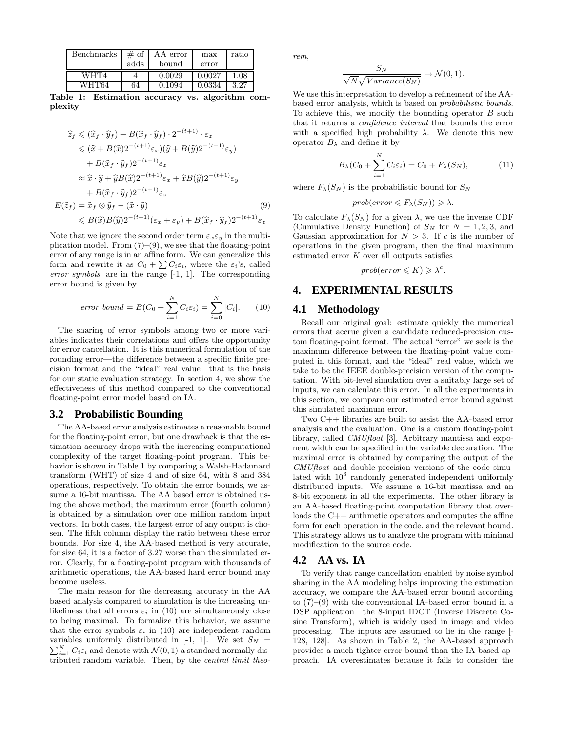| Benchmarks | # of adds | AA error bound | max error | ratio |
|---|---|---|---|---|
| WHT4 | 4 | 0.0029 | 0.0027 | 1.08 |
| WHT64 | 64 | 0.1094 | 0.0334 | 3.27 |

**Table 1: Estimation accuracy vs. algorithm complexity**

$$
\begin{aligned}
\widehat{z}_f &\leqslant (\widehat{x}_f \cdot \widehat{y}_f) + B(\widehat{x}_f \cdot \widehat{y}_f) \cdot 2^{-(t+1)} \cdot \varepsilon_z \\
&\leqslant (\widehat{x} + B(\widehat{x})2^{-(t+1)}\varepsilon_x)(\widehat{y} + B(\widehat{y})2^{-(t+1)}\varepsilon_y) \\
&\quad + B(\widehat{x}_f \cdot \widehat{y}_f)2^{-(t+1)}\varepsilon_z \\
&\approx \widehat{x} \cdot \widehat{y} + \widehat{y}B(\widehat{x})2^{-(t+1)}\varepsilon_x + \widehat{x}B(\widehat{y})2^{-(t+1)}\varepsilon_y \\
&\quad + B(\widehat{x}_f \cdot \widehat{y}_f)2^{-(t+1)}\varepsilon_z \\
E(\widehat{z}_f) &= \widehat{x}_f \otimes \widehat{y}_f - (\widehat{x} \cdot \widehat{y}) \qquad (9) \\
&\leqslant B(\widehat{x})B(\widehat{y})2^{-(t+1)}(\varepsilon_x + \varepsilon_y) + B(\widehat{x}_f \cdot \widehat{y}_f)2^{-(t+1)}\varepsilon_z
\end{aligned}
$$

Note that we ignore the second order term $\varepsilon_x\varepsilon_y$ in the multiplication model. From (7)–(9), we see that the floating-point error of any range is in an affine form. We can generalize this form and rewrite it as $C_0 + \sum C_i\varepsilon_i$, where the $\varepsilon_i$'s, called *error symbols*, are in the range [-1, 1]. The corresponding error bound is given by

$$
\textit{error bound} = B(C_0 + \sum_{i=1}^{N} C_i\varepsilon_i) = \sum_{i=0}^{N} |C_i|. \qquad (10)
$$

The sharing of error symbols among two or more variables indicates their correlations and offers the opportunity for error cancellation. It is this numerical formulation of the rounding error—the difference between a specific finite precision format and the "ideal" real value—that is the basis for our static evaluation strategy. In section 4, we show the effectiveness of this method compared to the conventional floating-point error model based on IA.

## 3.2 Probabilistic Bounding

The AA-based error analysis estimates a reasonable bound for the floating-point error, but one drawback is that the estimation accuracy drops with the increasing computational complexity of the target floating-point program. This behavior is shown in Table 1 by comparing a Walsh-Hadamard transform (WHT) of size 4 and of size 64, with 8 and 384 operations, respectively. To obtain the error bounds, we assume a 16-bit mantissa. The AA based error is obtained using the above method; the maximum error (fourth column) is obtained by a simulation over one million random input vectors. In both cases, the largest error of any output is chosen. The fifth column display the ratio between these error bounds. For size 4, the AA-based method is very accurate, for size 64, it is a factor of 3.27 worse than the simulated error. Clearly, for a floating-point program with thousands of arithmetic operations, the AA-based hard error bound may become useless.

The main reason for the decreasing accuracy in the AA based analysis compared to simulation is the increasing unlikeliness that all errors $\varepsilon_i$ in (10) are simultaneously close to being maximal. To formalize this behavior, we assume that the error symbols $\varepsilon_i$ in (10) are independent random variables uniformly distributed in [-1, 1]. We set $S_N = \sum_{i=1}^{N} C_i\varepsilon_i$ and denote with $\mathcal{N}(0,1)$ a standard normally distributed random variable. Then, by the *central limit theorem*,

$$
\frac{S_N}{\sqrt{N}\sqrt{Variance(S_N)}} \rightarrow \mathcal{N}(0,1).
$$

We use this interpretation to develop a refinement of the AA-based error analysis, which is based on *probabilistic bounds*. To achieve this, we modify the bounding operator $B$ such that it returns a *confidence interval* that bounds the error with a specified high probability $\lambda$. We denote this new operator $B_\lambda$ and define it by

$$
B_\lambda(C_0 + \sum_{i=1}^{N} C_i\varepsilon_i) = C_0 + F_\lambda(S_N), \qquad (11)
$$

where $F_\lambda(S_N)$ is the probabilistic bound for $S_N$

$$
prob(error \leqslant F_\lambda(S_N)) \geqslant \lambda.
$$

To calculate $F_\lambda(S_N)$ for a given $\lambda$, we use the inverse CDF (Cumulative Density Function) of $S_N$ for $N = 1, 2, 3$, and Gaussian approximation for $N > 3$. If $c$ is the number of operations in the given program, then the final maximum estimated error $K$ over all outputs satisfies

$$
prob(error \leqslant K) \geqslant \lambda^c.
$$

# 4. EXPERIMENTAL RESULTS

## 4.1 Methodology

Recall our original goal: estimate quickly the numerical errors that accrue given a candidate reduced-precision custom floating-point format. The actual "error" we seek is the maximum difference between the floating-point value computed in this format, and the "ideal" real value, which we take to be the IEEE double-precision version of the computation. With bit-level simulation over a suitably large set of inputs, we can calculate this error. In all the experiments in this section, we compare our estimated error bound against this simulated maximum error.

Two C++ libraries are built to assist the AA-based error analysis and the evaluation. One is a custom floating-point library, called *CMUfloat* [3]. Arbitrary mantissa and exponent width can be specified in the variable declaration. The maximal error is obtained by comparing the output of the *CMUfloat* and double-precision versions of the code simulated with $10^6$ randomly generated independent uniformly distributed inputs. We assume a 16-bit mantissa and an 8-bit exponent in all the experiments. The other library is an AA-based floating-point computation library that overloads the C++ arithmetic operators and computes the affine form for each operation in the code, and the relevant bound. This strategy allows us to analyze the program with minimal modification to the source code.

## 4.2 AA vs. IA

To verify that range cancellation enabled by noise symbol sharing in the AA modeling helps improving the estimation accuracy, we compare the AA-based error bound according to (7)–(9) with the conventional IA-based error bound in a DSP application—the 8-input IDCT (Inverse Discrete Cosine Transform), which is widely used in image and video processing. The inputs are assumed to lie in the range [-128, 128]. As shown in Table 2, the AA-based approach provides a much tighter error bound than the IA-based approach. IA overestimates because it fails to consider the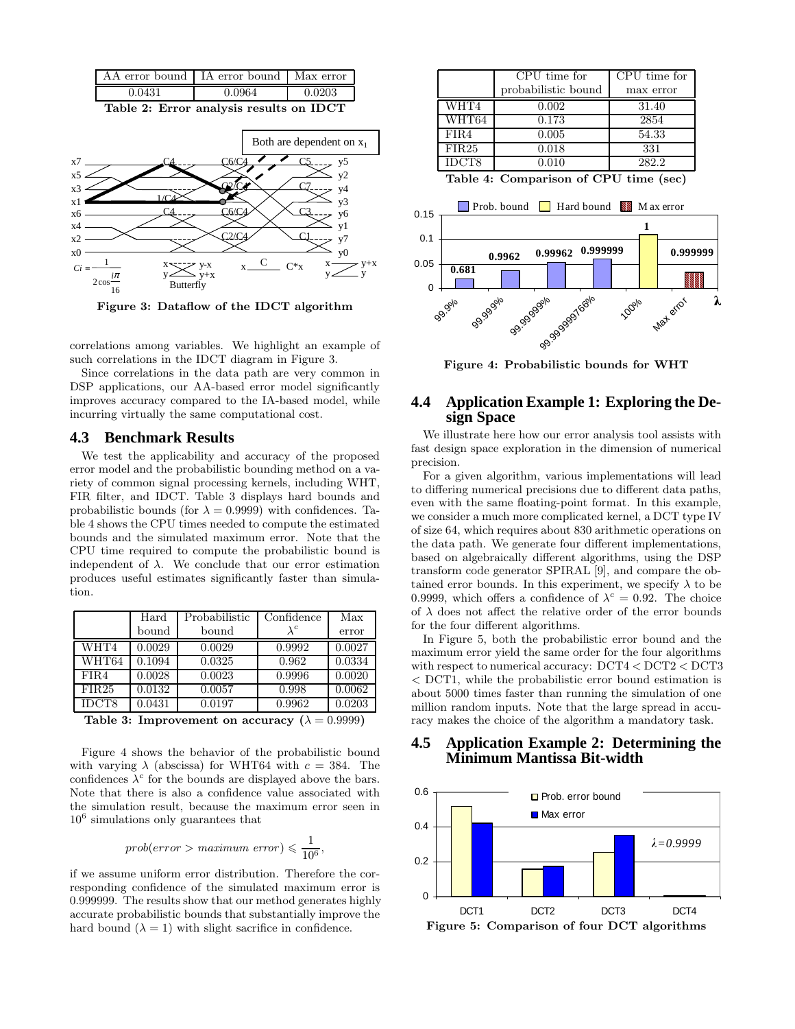| AA error bound | IA error bound | Max error |
|---|---|---|
| 0.0431 | 0.0964 | 0.0203 |

**Table 2: Error analysis results on IDCT**

**Figure 3: Dataflow of the IDCT algorithm**

correlations among variables. We highlight an example of such correlations in the IDCT diagram in Figure 3.

Since correlations in the data path are very common in DSP applications, our AA-based error model significantly improves accuracy compared to the IA-based model, while incurring virtually the same computational cost.

## 4.3 Benchmark Results

We test the applicability and accuracy of the proposed error model and the probabilistic bounding method on a variety of common signal processing kernels, including WHT, FIR filter, and IDCT. Table 3 displays hard bounds and probabilistic bounds (for $\lambda = 0.9999$) with confidences. Table 4 shows the CPU times needed to compute the estimated bounds and the simulated maximum error. Note that the CPU time required to compute the probabilistic bound is independent of $\lambda$. We conclude that our error estimation produces useful estimates significantly faster than simulation.

| | Hard bound | Probabilistic bound | Confidence $\lambda^c$ | Max error |
|---|---|---|---|---|
| WHT4 | 0.0029 | 0.0029 | 0.9992 | 0.0027 |
| WHT64 | 0.1094 | 0.0325 | 0.962 | 0.0334 |
| FIR4 | 0.0028 | 0.0023 | 0.9996 | 0.0020 |
| FIR25 | 0.0132 | 0.0057 | 0.998 | 0.0062 |
| IDCT8 | 0.0431 | 0.0197 | 0.9962 | 0.0203 |

**Table 3: Improvement on accuracy ($\lambda = 0.9999$)**

Figure 4 shows the behavior of the probabilistic bound with varying $\lambda$ (abscissa) for WHT64 with $c = 384$. The confidences $\lambda^c$ for the bounds are displayed above the bars. Note that there is also a confidence value associated with the simulation result, because the maximum error seen in $10^6$ simulations only guarantees that

$$prob(error > maximum\ error) \leqslant \frac{1}{10^6},$$

if we assume uniform error distribution. Therefore the corresponding confidence of the simulated maximum error is 0.999999. The results show that our method generates highly accurate probabilistic bounds that substantially improve the hard bound ($\lambda = 1$) with slight sacrifice in confidence.

| | CPU time for probabilistic bound | CPU time for max error |
|---|---|---|
| WHT4 | 0.002 | 31.40 |
| WHT64 | 0.173 | 2854 |
| FIR4 | 0.005 | 54.33 |
| FIR25 | 0.018 | 331 |
| IDCT8 | 0.010 | 282.2 |

**Table 4: Comparison of CPU time (sec)**

**Figure 4: Probabilistic bounds for WHT**

## 4.4 Application Example 1: Exploring the Design Space

We illustrate here how our error analysis tool assists with fast design space exploration in the dimension of numerical precision.

For a given algorithm, various implementations will lead to differing numerical precisions due to different data paths, even with the same floating-point format. In this example, we consider a much more complicated kernel, a DCT type IV of size 64, which requires about 830 arithmetic operations on the data path. We generate four different implementations, based on algebraically different algorithms, using the DSP transform code generator SPIRAL [9], and compare the obtained error bounds. In this experiment, we specify $\lambda$ to be 0.9999, which offers a confidence of $\lambda^c = 0.92$. The choice of $\lambda$ does not affect the relative order of the error bounds for the four different algorithms.

In Figure 5, both the probabilistic error bound and the maximum error yield the same order for the four algorithms with respect to numerical accuracy: DCT4 < DCT2 < DCT3 < DCT1, while the probabilistic error bound estimation is about 5000 times faster than running the simulation of one million random inputs. Note that the large spread in accuracy makes the choice of the algorithm a mandatory task.

## 4.5 Application Example 2: Determining the Minimum Mantissa Bit-width

**Figure 5: Comparison of four DCT algorithms**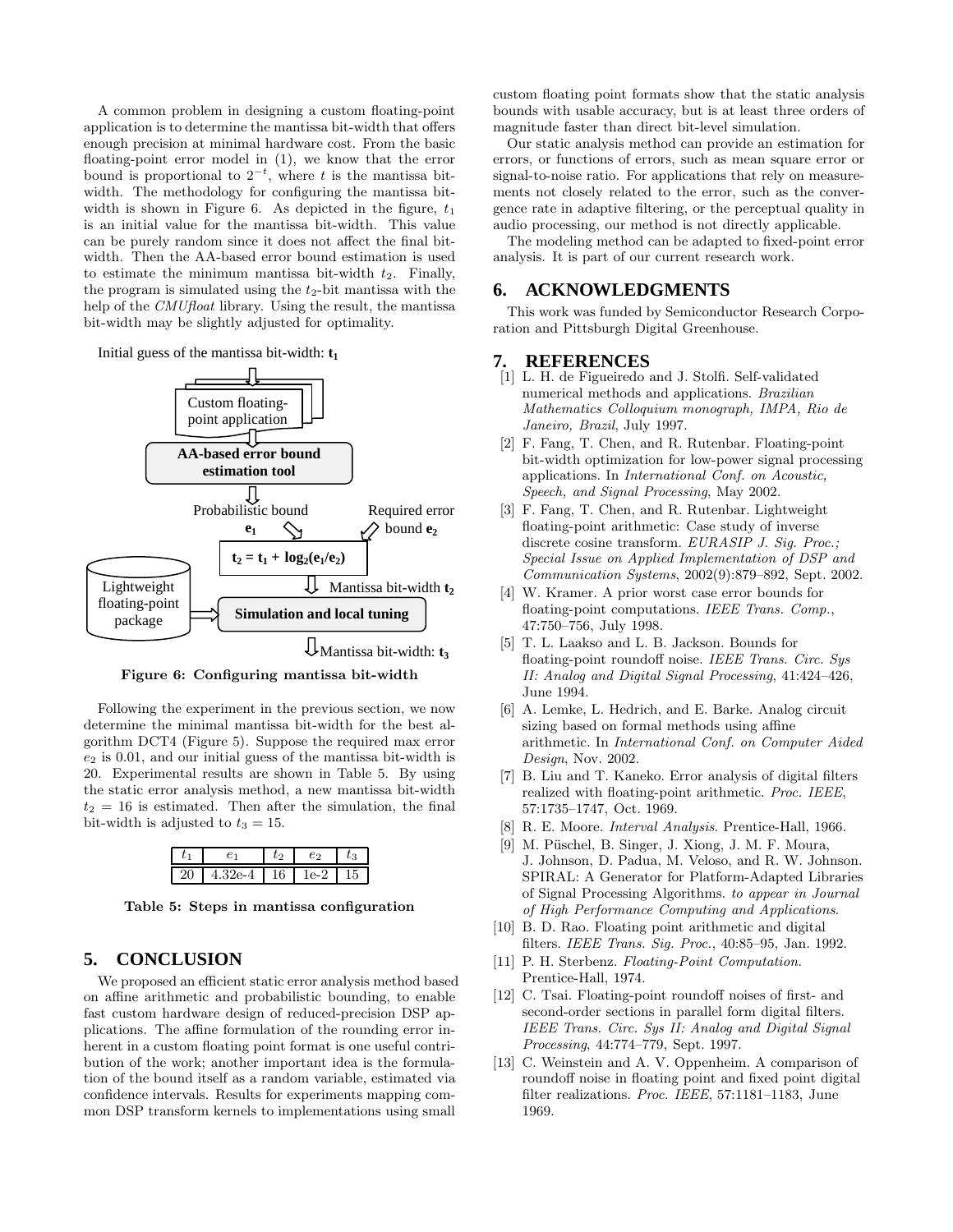A common problem in designing a custom floating-point application is to determine the mantissa bit-width that offers enough precision at minimal hardware cost. From the basic floating-point error model in (1), we know that the error bound is proportional to $2^{-t}$, where $t$ is the mantissa bit-width. The methodology for configuring the mantissa bit-width is shown in Figure 6. As depicted in the figure, $t_1$ is an initial value for the mantissa bit-width. This value can be purely random since it does not affect the final bit-width. Then the AA-based error bound estimation is used to estimate the minimum mantissa bit-width $t_2$. Finally, the program is simulated using the $t_2$-bit mantissa with the help of the *CMUfloat* library. Using the result, the mantissa bit-width may be slightly adjusted for optimality.

Initial guess of the mantissa bit-width: $\mathbf{t_1}$

Custom floating-point application

**AA-based error bound estimation tool**

Probabilistic bound $\mathbf{e_1}$

Required error bound $\mathbf{e_2}$

$\mathbf{t_2 = t_1 + \log_2(e_1/e_2)}$

Mantissa bit-width $\mathbf{t_2}$

Lightweight floating-point package

**Simulation and local tuning**

Mantissa bit-width: $\mathbf{t_3}$

**Figure 6: Configuring mantissa bit-width**

Following the experiment in the previous section, we now determine the minimal mantissa bit-width for the best algorithm DCT4 (Figure 5). Suppose the required max error $e_2$ is 0.01, and our initial guess of the mantissa bit-width is 20. Experimental results are shown in Table 5. By using the static error analysis method, a new mantissa bit-width $t_2 = 16$ is estimated. Then after the simulation, the final bit-width is adjusted to $t_3 = 15$.

| $t_1$ | $e_1$ | $t_2$ | $e_2$ | $t_3$ |
|---|---|---|---|---|
| 20 | 4.32e-4 | 16 | 1e-2 | 15 |

**Table 5: Steps in mantissa configuration**

## 5. CONCLUSION

We proposed an efficient static error analysis method based on affine arithmetic and probabilistic bounding, to enable fast custom hardware design of reduced-precision DSP applications. The affine formulation of the rounding error inherent in a custom floating point format is one useful contribution of the work; another important idea is the formulation of the bound itself as a random variable, estimated via confidence intervals. Results for experiments mapping common DSP transform kernels to implementations using small custom floating point formats show that the static analysis bounds with usable accuracy, but is at least three orders of magnitude faster than direct bit-level simulation.

Our static analysis method can provide an estimation for errors, or functions of errors, such as mean square error or signal-to-noise ratio. For applications that rely on measurements not closely related to the error, such as the convergence rate in adaptive filtering, or the perceptual quality in audio processing, our method is not directly applicable.

The modeling method can be adapted to fixed-point error analysis. It is part of our current research work.

## 6. ACKNOWLEDGMENTS

This work was funded by Semiconductor Research Corporation and Pittsburgh Digital Greenhouse.

## 7. REFERENCES

[1] L. H. de Figueiredo and J. Stolfi. Self-validated numerical methods and applications. *Brazilian Mathematics Colloquium monograph, IMPA, Rio de Janeiro, Brazil*, July 1997.

[2] F. Fang, T. Chen, and R. Rutenbar. Floating-point bit-width optimization for low-power signal processing applications. In *International Conf. on Acoustic, Speech, and Signal Processing*, May 2002.

[3] F. Fang, T. Chen, and R. Rutenbar. Lightweight floating-point arithmetic: Case study of inverse discrete cosine transform. *EURASIP J. Sig. Proc.; Special Issue on Applied Implementation of DSP and Communication Systems*, 2002(9):879–892, Sept. 2002.

[4] W. Kramer. A prior worst case error bounds for floating-point computations. *IEEE Trans. Comp.*, 47:750–756, July 1998.

[5] T. L. Laakso and L. B. Jackson. Bounds for floating-point roundoff noise. *IEEE Trans. Circ. Sys II: Analog and Digital Signal Processing*, 41:424–426, June 1994.

[6] A. Lemke, L. Hedrich, and E. Barke. Analog circuit sizing based on formal methods using affine arithmetic. In *International Conf. on Computer Aided Design*, Nov. 2002.

[7] B. Liu and T. Kaneko. Error analysis of digital filters realized with floating-point arithmetic. *Proc. IEEE*, 57:1735–1747, Oct. 1969.

[8] R. E. Moore. *Interval Analysis*. Prentice-Hall, 1966.

[9] M. Püschel, B. Singer, J. Xiong, J. M. F. Moura, J. Johnson, D. Padua, M. Veloso, and R. W. Johnson. SPIRAL: A Generator for Platform-Adapted Libraries of Signal Processing Algorithms. *to appear in Journal of High Performance Computing and Applications*.

[10] B. D. Rao. Floating point arithmetic and digital filters. *IEEE Trans. Sig. Proc.*, 40:85–95, Jan. 1992.

[11] P. H. Sterbenz. *Floating-Point Computation*. Prentice-Hall, 1974.

[12] C. Tsai. Floating-point roundoff noises of first- and second-order sections in parallel form digital filters. *IEEE Trans. Circ. Sys II: Analog and Digital Signal Processing*, 44:774–779, Sept. 1997.

[13] C. Weinstein and A. V. Oppenheim. A comparison of roundoff noise in floating point and fixed point digital filter realizations. *Proc. IEEE*, 57:1181–1183, June 1969.